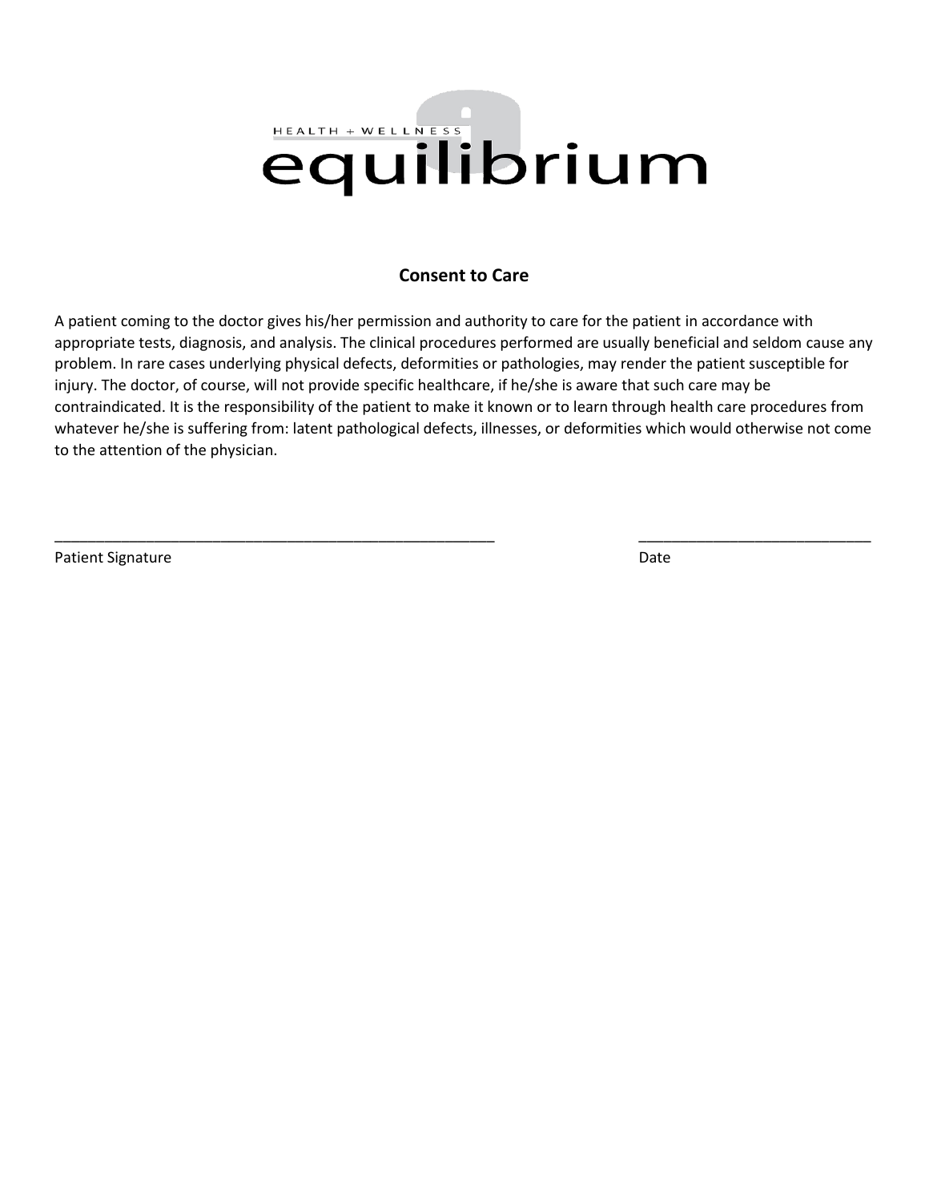HEALTH + WELLNESS

equilibrium

## Consent to Care

A patient coming to the doctor gives his/her permission and authority to care for the patient in accordance with appropriate tests, diagnosis, and analysis. The clinical procedures performed are usually beneficial and seldom cause any problem. In rare cases underlying physical defects, deformities or pathologies, may render the patient susceptible for injury. The doctor, of course, will not provide specific healthcare, if he/she is aware that such care may be contraindicated. It is the responsibility of the patient to make it known or to learn through health care procedures from whatever he/she is suffering from: latent pathological defects, illnesses, or deformities which would otherwise not come to the attention of the physician.

_______________________________________________________ ____________________________

Patient Signature Date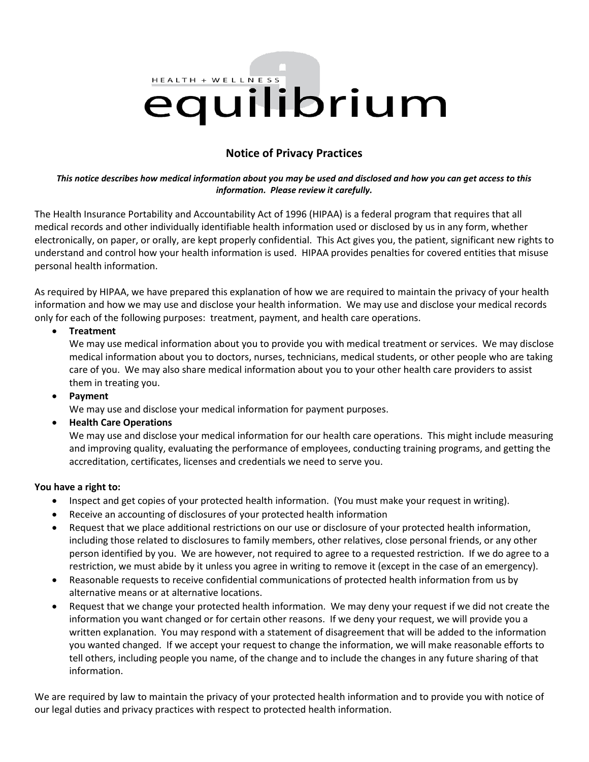HEALTH + WELLNESS

equilibrium

## Notice of Privacy Practices

***This notice describes how medical information about you may be used and disclosed and how you can get access to this information. Please review it carefully.***

The Health Insurance Portability and Accountability Act of 1996 (HIPAA) is a federal program that requires that all medical records and other individually identifiable health information used or disclosed by us in any form, whether electronically, on paper, or orally, are kept properly confidential. This Act gives you, the patient, significant new rights to understand and control how your health information is used. HIPAA provides penalties for covered entities that misuse personal health information.

As required by HIPAA, we have prepared this explanation of how we are required to maintain the privacy of your health information and how we may use and disclose your health information. We may use and disclose your medical records only for each of the following purposes: treatment, payment, and health care operations.

- **Treatment**
  We may use medical information about you to provide you with medical treatment or services. We may disclose medical information about you to doctors, nurses, technicians, medical students, or other people who are taking care of you. We may also share medical information about you to your other health care providers to assist them in treating you.
- **Payment**
  We may use and disclose your medical information for payment purposes.
- **Health Care Operations**
  We may use and disclose your medical information for our health care operations. This might include measuring and improving quality, evaluating the performance of employees, conducting training programs, and getting the accreditation, certificates, licenses and credentials we need to serve you.

**You have a right to:**

- Inspect and get copies of your protected health information. (You must make your request in writing).
- Receive an accounting of disclosures of your protected health information
- Request that we place additional restrictions on our use or disclosure of your protected health information, including those related to disclosures to family members, other relatives, close personal friends, or any other person identified by you. We are however, not required to agree to a requested restriction. If we do agree to a restriction, we must abide by it unless you agree in writing to remove it (except in the case of an emergency).
- Reasonable requests to receive confidential communications of protected health information from us by alternative means or at alternative locations.
- Request that we change your protected health information. We may deny your request if we did not create the information you want changed or for certain other reasons. If we deny your request, we will provide you a written explanation. You may respond with a statement of disagreement that will be added to the information you wanted changed. If we accept your request to change the information, we will make reasonable efforts to tell others, including people you name, of the change and to include the changes in any future sharing of that information.

We are required by law to maintain the privacy of your protected health information and to provide you with notice of our legal duties and privacy practices with respect to protected health information.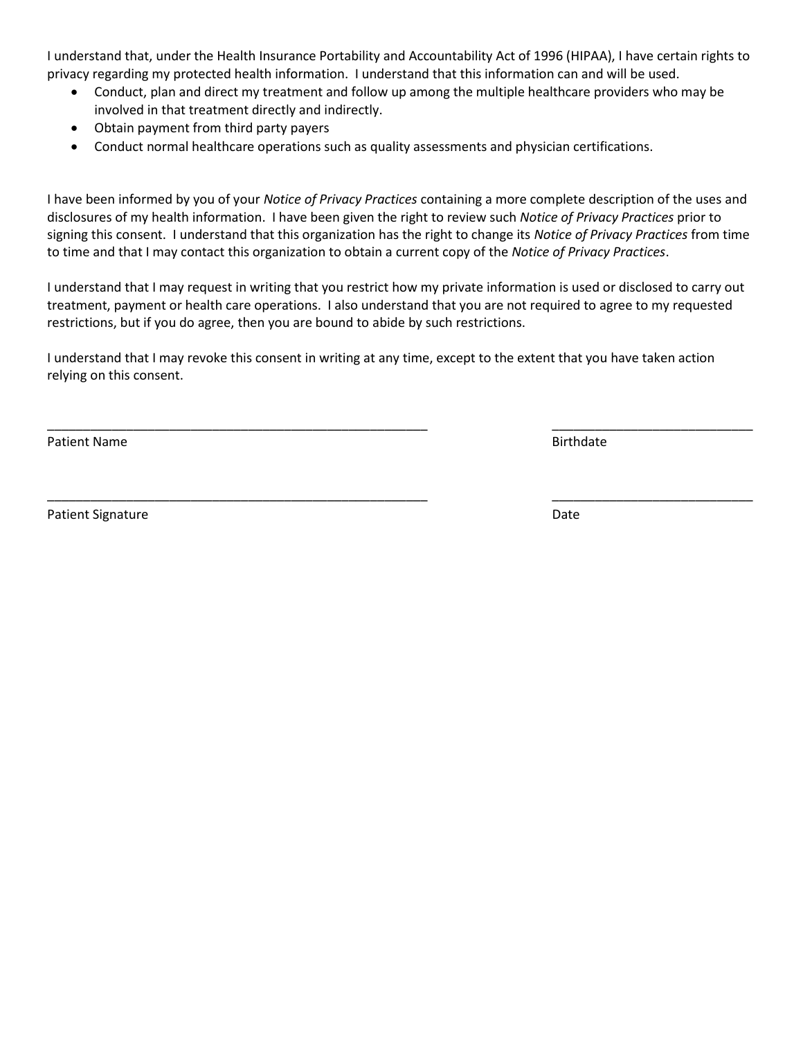I understand that, under the Health Insurance Portability and Accountability Act of 1996 (HIPAA), I have certain rights to privacy regarding my protected health information. I understand that this information can and will be used.

- Conduct, plan and direct my treatment and follow up among the multiple healthcare providers who may be involved in that treatment directly and indirectly.
- Obtain payment from third party payers
- Conduct normal healthcare operations such as quality assessments and physician certifications.

I have been informed by you of your *Notice of Privacy Practices* containing a more complete description of the uses and disclosures of my health information. I have been given the right to review such *Notice of Privacy Practices* prior to signing this consent. I understand that this organization has the right to change its *Notice of Privacy Practices* from time to time and that I may contact this organization to obtain a current copy of the *Notice of Privacy Practices*.

I understand that I may request in writing that you restrict how my private information is used or disclosed to carry out treatment, payment or health care operations. I also understand that you are not required to agree to my requested restrictions, but if you do agree, then you are bound to abide by such restrictions.

I understand that I may revoke this consent in writing at any time, except to the extent that you have taken action relying on this consent.

______________________________________________________ ____________________________

Patient Name Birthdate

______________________________________________________ ____________________________

Patient Signature Date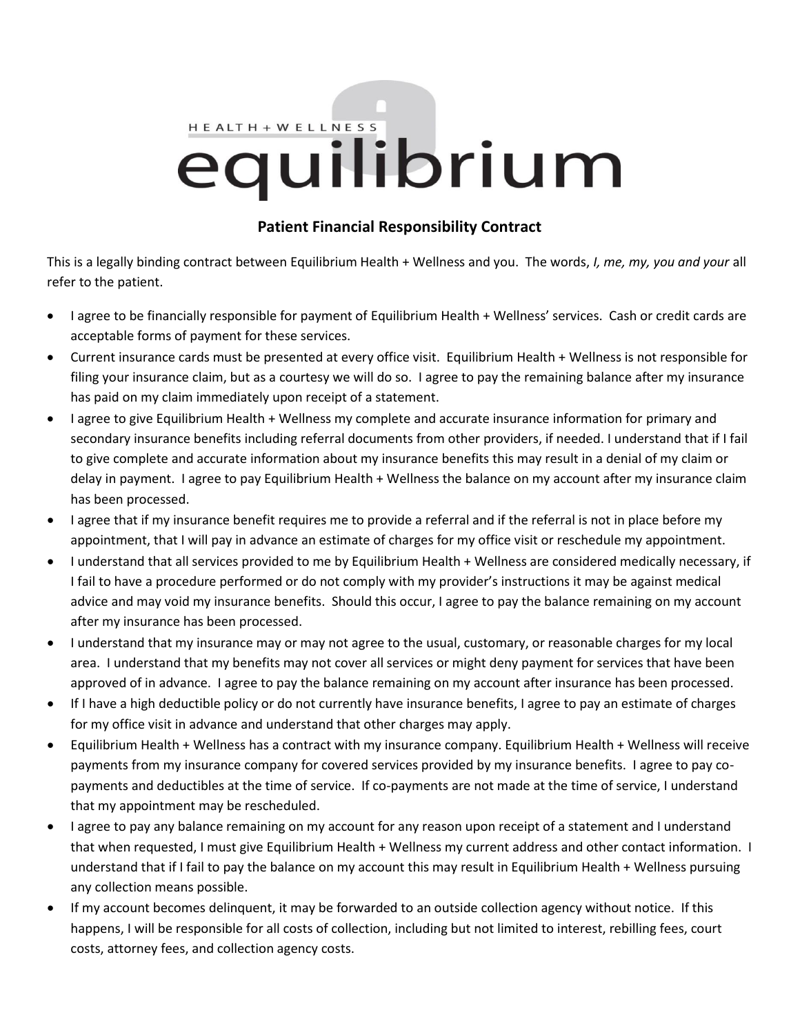HEALTH + WELLNESS

equilibrium

## Patient Financial Responsibility Contract

This is a legally binding contract between Equilibrium Health + Wellness and you. The words, *I, me, my, you and your* all refer to the patient.

- I agree to be financially responsible for payment of Equilibrium Health + Wellness' services. Cash or credit cards are acceptable forms of payment for these services.
- Current insurance cards must be presented at every office visit. Equilibrium Health + Wellness is not responsible for filing your insurance claim, but as a courtesy we will do so. I agree to pay the remaining balance after my insurance has paid on my claim immediately upon receipt of a statement.
- I agree to give Equilibrium Health + Wellness my complete and accurate insurance information for primary and secondary insurance benefits including referral documents from other providers, if needed. I understand that if I fail to give complete and accurate information about my insurance benefits this may result in a denial of my claim or delay in payment. I agree to pay Equilibrium Health + Wellness the balance on my account after my insurance claim has been processed.
- I agree that if my insurance benefit requires me to provide a referral and if the referral is not in place before my appointment, that I will pay in advance an estimate of charges for my office visit or reschedule my appointment.
- I understand that all services provided to me by Equilibrium Health + Wellness are considered medically necessary, if I fail to have a procedure performed or do not comply with my provider's instructions it may be against medical advice and may void my insurance benefits. Should this occur, I agree to pay the balance remaining on my account after my insurance has been processed.
- I understand that my insurance may or may not agree to the usual, customary, or reasonable charges for my local area. I understand that my benefits may not cover all services or might deny payment for services that have been approved of in advance. I agree to pay the balance remaining on my account after insurance has been processed.
- If I have a high deductible policy or do not currently have insurance benefits, I agree to pay an estimate of charges for my office visit in advance and understand that other charges may apply.
- Equilibrium Health + Wellness has a contract with my insurance company. Equilibrium Health + Wellness will receive payments from my insurance company for covered services provided by my insurance benefits. I agree to pay co-payments and deductibles at the time of service. If co-payments are not made at the time of service, I understand that my appointment may be rescheduled.
- I agree to pay any balance remaining on my account for any reason upon receipt of a statement and I understand that when requested, I must give Equilibrium Health + Wellness my current address and other contact information. I understand that if I fail to pay the balance on my account this may result in Equilibrium Health + Wellness pursuing any collection means possible.
- If my account becomes delinquent, it may be forwarded to an outside collection agency without notice. If this happens, I will be responsible for all costs of collection, including but not limited to interest, rebilling fees, court costs, attorney fees, and collection agency costs.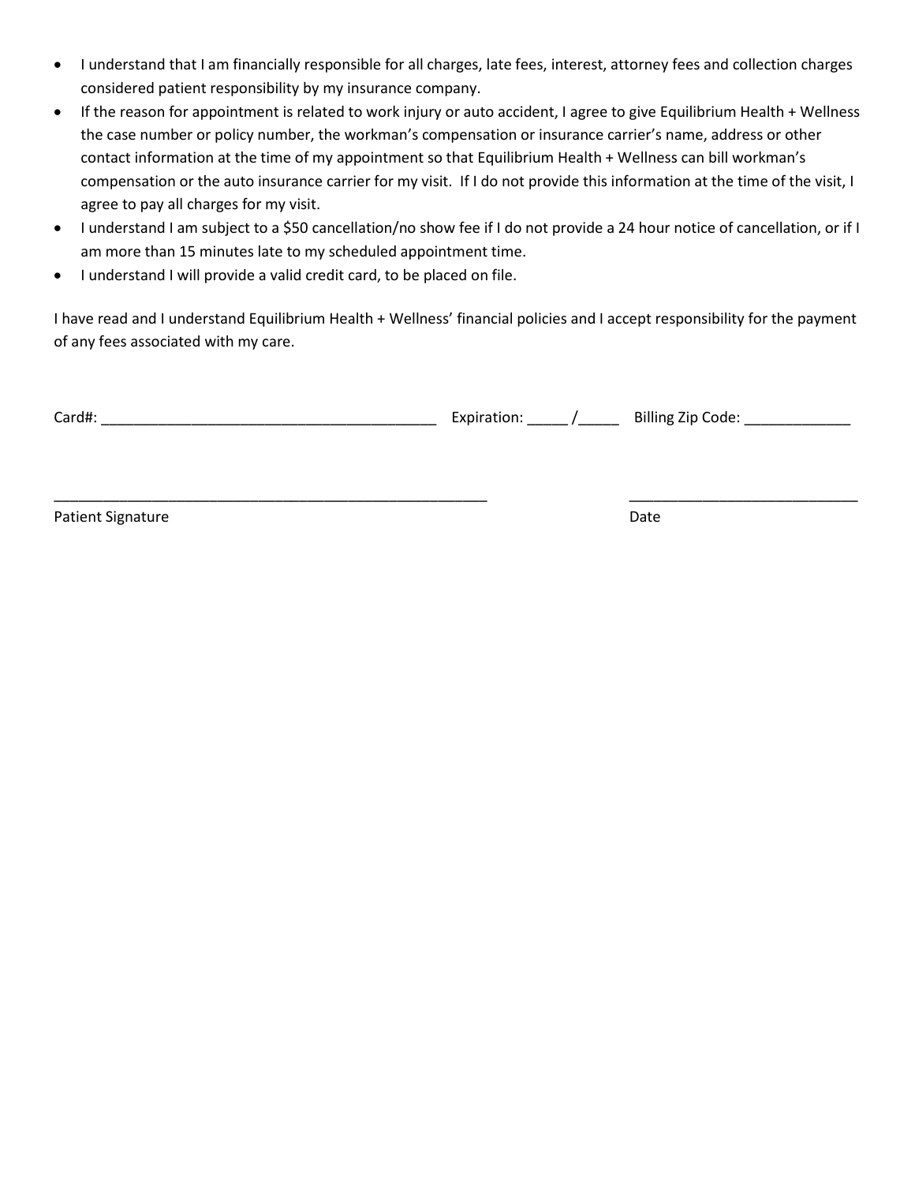- I understand that I am financially responsible for all charges, late fees, interest, attorney fees and collection charges considered patient responsibility by my insurance company.
- If the reason for appointment is related to work injury or auto accident, I agree to give Equilibrium Health + Wellness the case number or policy number, the workman's compensation or insurance carrier's name, address or other contact information at the time of my appointment so that Equilibrium Health + Wellness can bill workman's compensation or the auto insurance carrier for my visit. If I do not provide this information at the time of the visit, I agree to pay all charges for my visit.
- I understand I am subject to a $50 cancellation/no show fee if I do not provide a 24 hour notice of cancellation, or if I am more than 15 minutes late to my scheduled appointment time.
- I understand I will provide a valid credit card, to be placed on file.

I have read and I understand Equilibrium Health + Wellness' financial policies and I accept responsibility for the payment of any fees associated with my care.

Card#: ________________________________________ Expiration: _____ /_____ Billing Zip Code: _____________

_______________________________________________________ ____________________________

Patient Signature Date